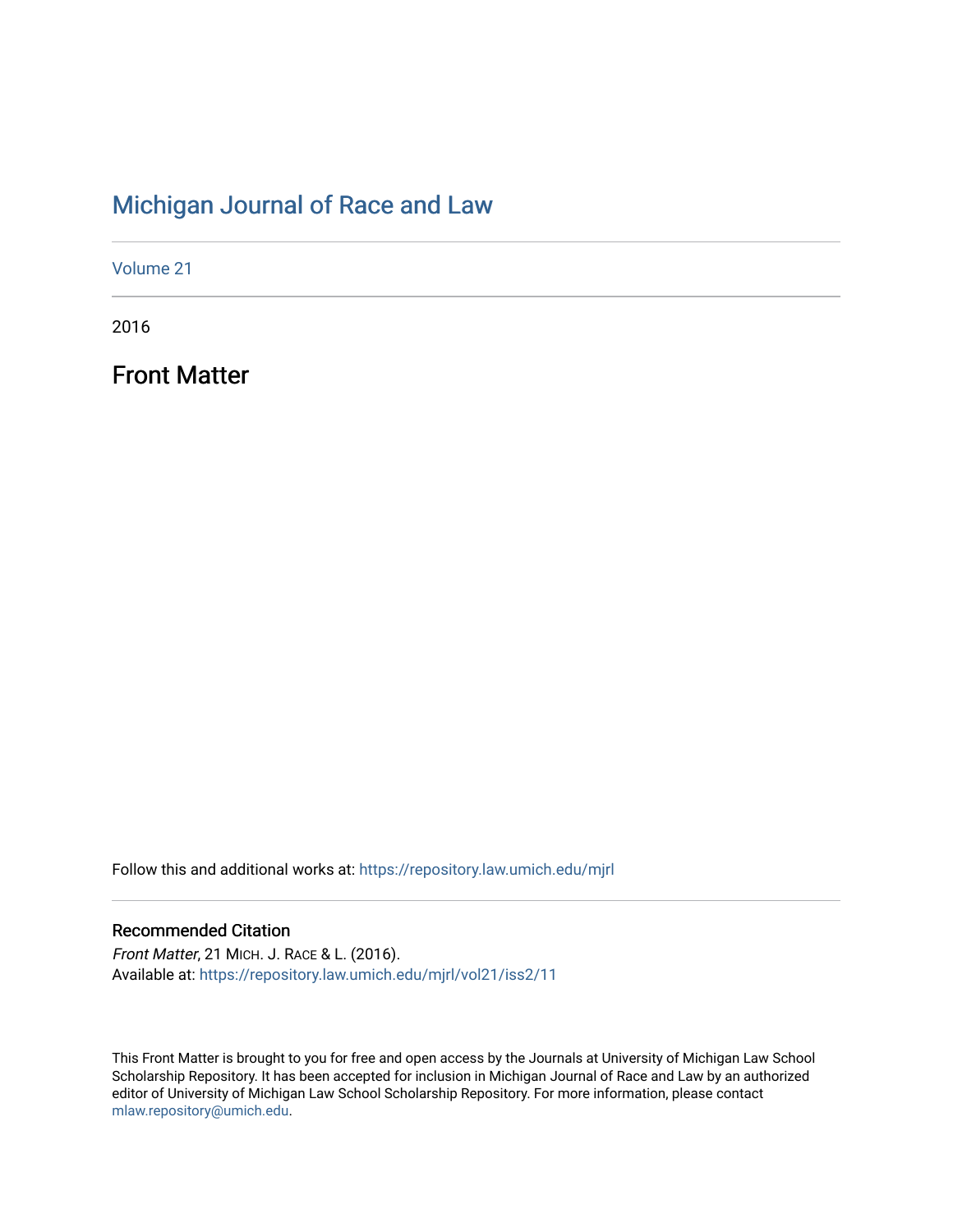# Michigan Journal of Race and Law

Volume 21

2016

## Front Matter

Follow this and additional works at: https://repository.law.umich.edu/mjrl

### Recommended Citation

*Front Matter*, 21 MICH. J. RACE & L. (2016).
Available at: https://repository.law.umich.edu/mjrl/vol21/iss2/11

This Front Matter is brought to you for free and open access by the Journals at University of Michigan Law School Scholarship Repository. It has been accepted for inclusion in Michigan Journal of Race and Law by an authorized editor of University of Michigan Law School Scholarship Repository. For more information, please contact mlaw.repository@umich.edu.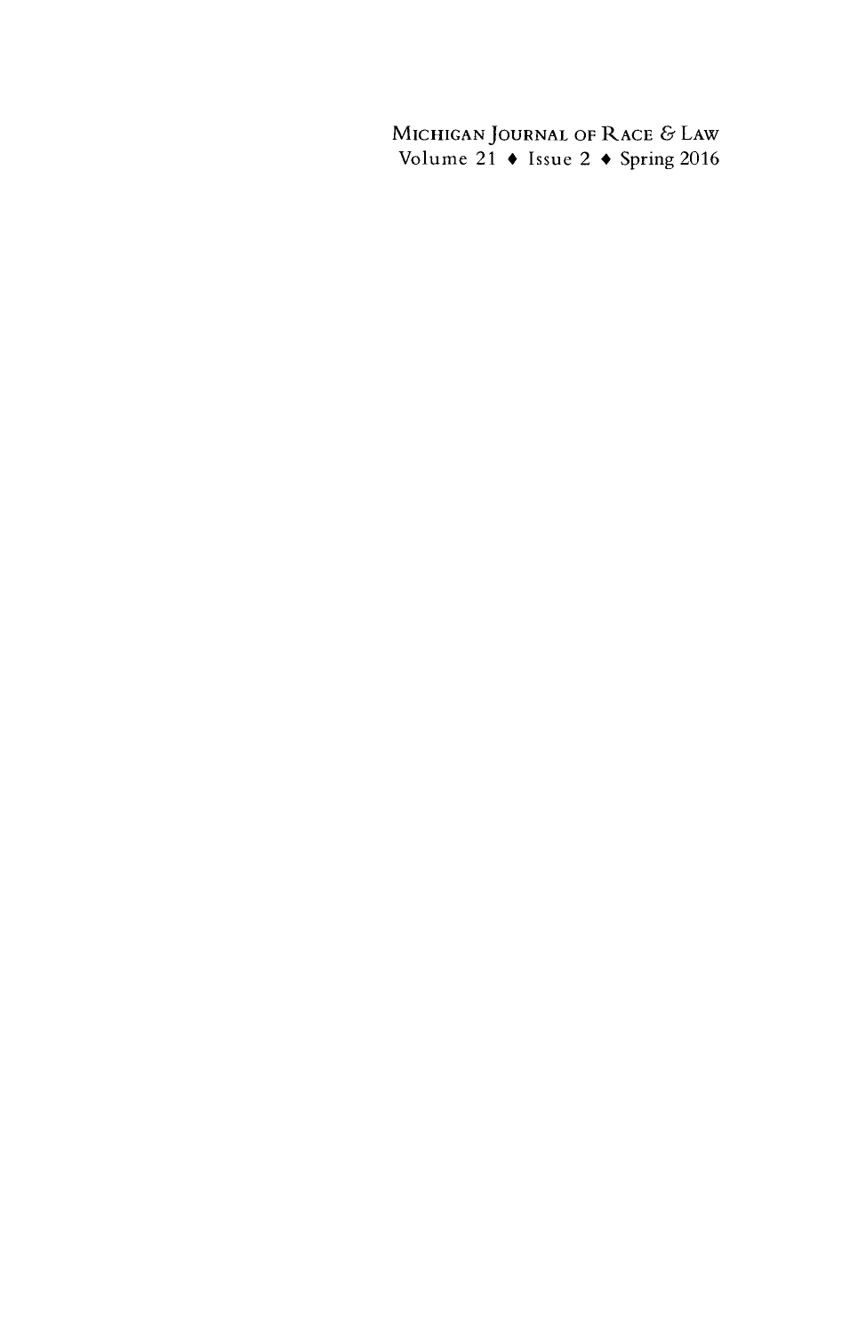MICHIGAN JOURNAL OF RACE & LAW
Volume 21 ♦ Issue 2 ♦ Spring 2016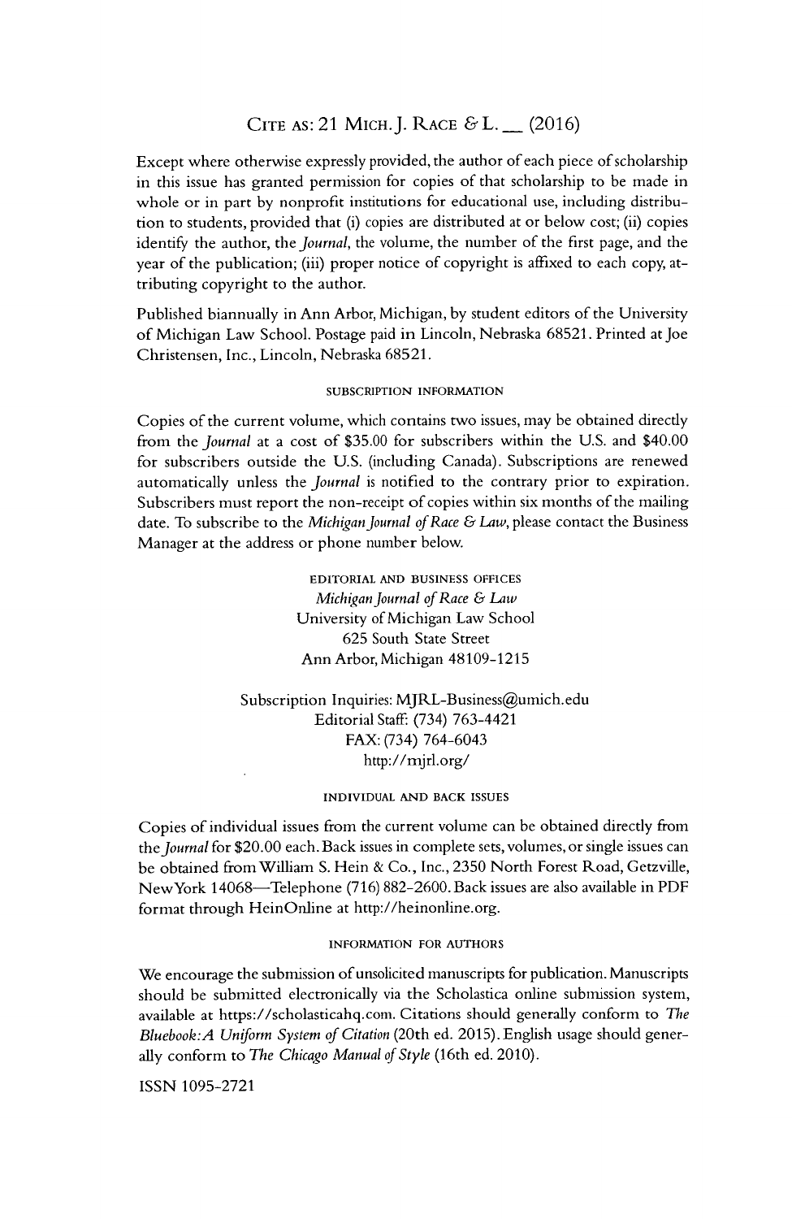CITE AS: 21 MICH. J. RACE & L. __ (2016)

Except where otherwise expressly provided, the author of each piece of scholarship in this issue has granted permission for copies of that scholarship to be made in whole or in part by nonprofit institutions for educational use, including distribution to students, provided that (i) copies are distributed at or below cost; (ii) copies identify the author, the *Journal*, the volume, the number of the first page, and the year of the publication; (iii) proper notice of copyright is affixed to each copy, attributing copyright to the author.

Published biannually in Ann Arbor, Michigan, by student editors of the University of Michigan Law School. Postage paid in Lincoln, Nebraska 68521. Printed at Joe Christensen, Inc., Lincoln, Nebraska 68521.

###### SUBSCRIPTION INFORMATION

Copies of the current volume, which contains two issues, may be obtained directly from the *Journal* at a cost of $35.00 for subscribers within the U.S. and $40.00 for subscribers outside the U.S. (including Canada). Subscriptions are renewed automatically unless the *Journal* is notified to the contrary prior to expiration. Subscribers must report the non-receipt of copies within six months of the mailing date. To subscribe to the *Michigan Journal of Race & Law*, please contact the Business Manager at the address or phone number below.

###### EDITORIAL AND BUSINESS OFFICES

*Michigan Journal of Race & Law*
University of Michigan Law School
625 South State Street
Ann Arbor, Michigan 48109-1215

Subscription Inquiries: MJRL-Business@umich.edu
Editorial Staff: (734) 763-4421
FAX: (734) 764-6043
http://mjrl.org/

###### INDIVIDUAL AND BACK ISSUES

Copies of individual issues from the current volume can be obtained directly from the *Journal* for $20.00 each. Back issues in complete sets, volumes, or single issues can be obtained from William S. Hein & Co., Inc., 2350 North Forest Road, Getzville, New York 14068—Telephone (716) 882-2600. Back issues are also available in PDF format through HeinOnline at http://heinonline.org.

###### INFORMATION FOR AUTHORS

We encourage the submission of unsolicited manuscripts for publication. Manuscripts should be submitted electronically via the Scholastica online submission system, available at https://scholasticahq.com. Citations should generally conform to *The Bluebook: A Uniform System of Citation* (20th ed. 2015). English usage should generally conform to *The Chicago Manual of Style* (16th ed. 2010).

ISSN 1095-2721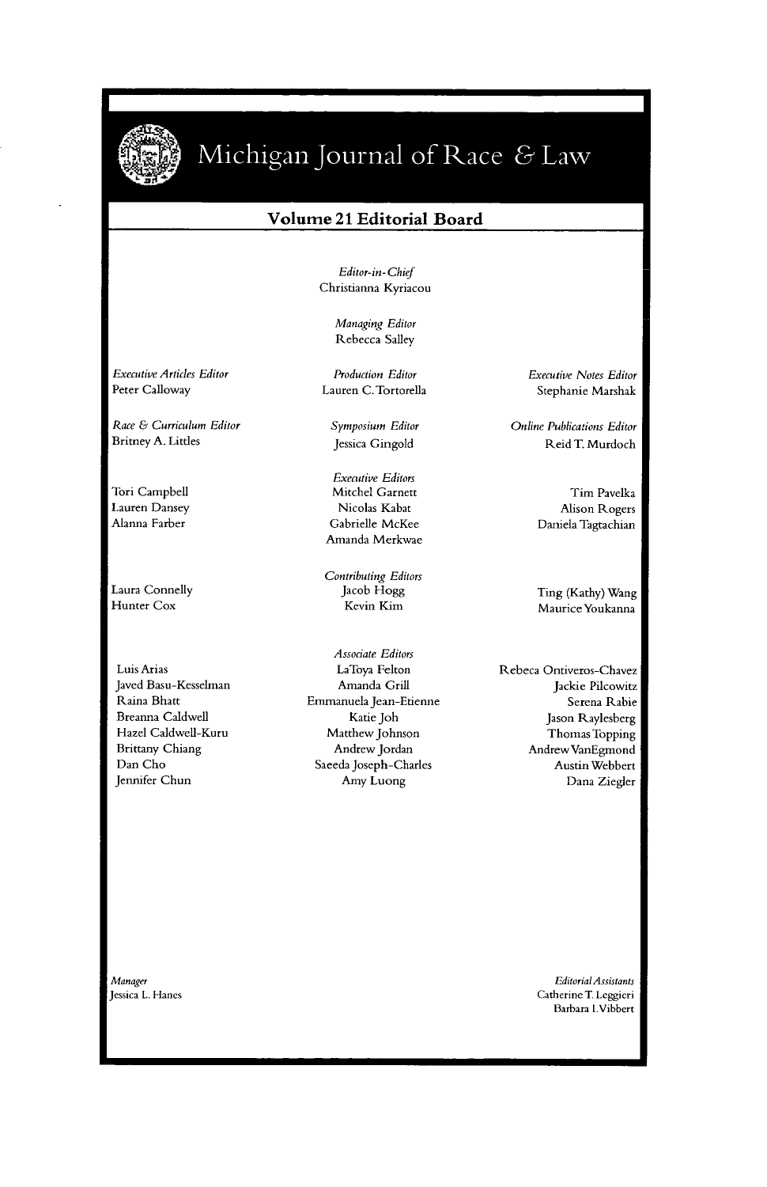# Michigan Journal of Race & Law

## Volume 21 Editorial Board

*Editor-in-Chief*
Christianna Kyriacou

*Managing Editor*
Rebecca Salley

*Executive Articles Editor*
Peter Calloway

*Production Editor*
Lauren C. Tortorella

*Executive Notes Editor*
Stephanie Marshak

*Race & Curriculum Editor*
Britney A. Littles

*Symposium Editor*
Jessica Gingold

*Online Publications Editor*
Reid T. Murdoch

*Executive Editors*
Tori Campbell
Lauren Dansey
Alanna Farber
Mitchel Garnett
Nicolas Kabat
Gabrielle McKee
Amanda Merkwae
Tim Pavelka
Alison Rogers
Daniela Tagtachian

*Contributing Editors*
Laura Connelly
Hunter Cox
Jacob Hogg
Kevin Kim
Ting (Kathy) Wang
Maurice Youkanna

*Associate Editors*
Luis Arias
Javed Basu-Kesselman
Raina Bhatt
Breanna Caldwell
Hazel Caldwell-Kuru
Brittany Chiang
Dan Cho
Jennifer Chun
LaToya Felton
Amanda Grill
Emmanuela Jean-Etienne
Katie Joh
Matthew Johnson
Andrew Jordan
Saeeda Joseph-Charles
Amy Luong
Rebeca Ontiveros-Chavez
Jackie Pilcowitz
Serena Rabie
Jason Raylesberg
Thomas Topping
Andrew VanEgmond
Austin Webbert
Dana Ziegler

*Manager*
Jessica L. Hanes

*Editorial Assistants*
Catherine T. Leggieri
Barbara I. Vibbert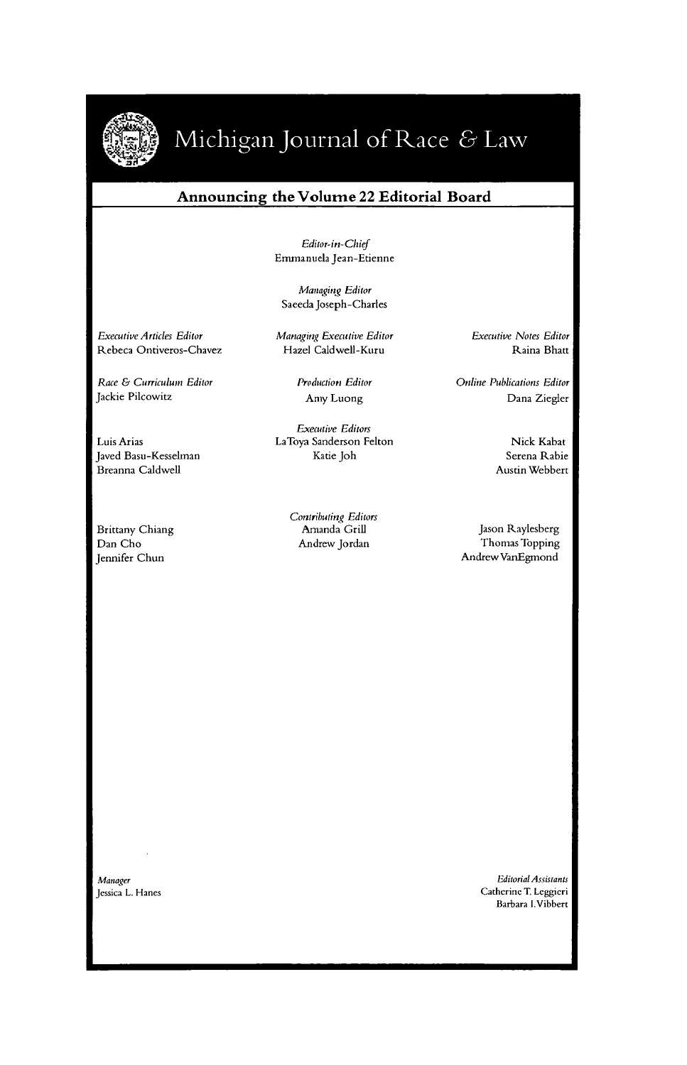# Michigan Journal of Race & Law

## Announcing the Volume 22 Editorial Board

*Editor-in-Chief*
Emmanuela Jean-Etienne

*Managing Editor*
Saeeda Joseph-Charles

*Executive Articles Editor*
Rebeca Ontiveros-Chavez

*Managing Executive Editor*
Hazel Caldwell-Kuru

*Executive Notes Editor*
Raina Bhatt

*Race & Curriculum Editor*
Jackie Pilcowitz

*Production Editor*
Amy Luong

*Online Publications Editor*
Dana Ziegler

*Executive Editors*
Luis Arias
Javed Basu-Kesselman
Breanna Caldwell
LaToya Sanderson Felton
Katie Joh
Nick Kabat
Serena Rabie
Austin Webbert

*Contributing Editors*
Brittany Chiang
Dan Cho
Jennifer Chun
Amanda Grill
Andrew Jordan
Jason Raylesberg
Thomas Topping
Andrew VanEgmond

*Manager*
Jessica L. Hanes

*Editorial Assistants*
Catherine T. Leggieri
Barbara I. Vibbert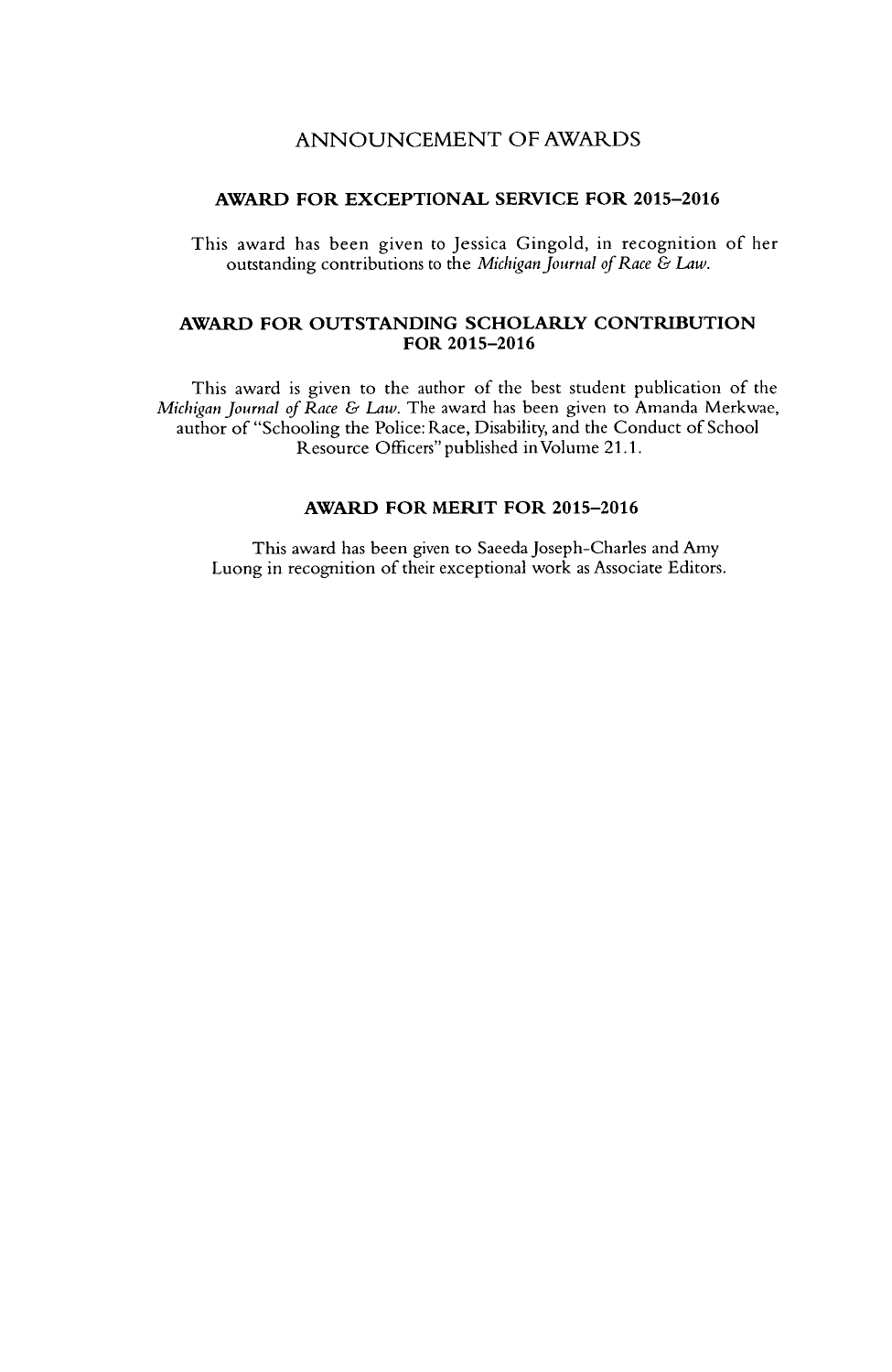# ANNOUNCEMENT OF AWARDS

## AWARD FOR EXCEPTIONAL SERVICE FOR 2015–2016

This award has been given to Jessica Gingold, in recognition of her outstanding contributions to the *Michigan Journal of Race & Law*.

## AWARD FOR OUTSTANDING SCHOLARLY CONTRIBUTION FOR 2015–2016

This award is given to the author of the best student publication of the *Michigan Journal of Race & Law*. The award has been given to Amanda Merkwae, author of "Schooling the Police: Race, Disability, and the Conduct of School Resource Officers" published in Volume 21.1.

## AWARD FOR MERIT FOR 2015–2016

This award has been given to Saeeda Joseph-Charles and Amy Luong in recognition of their exceptional work as Associate Editors.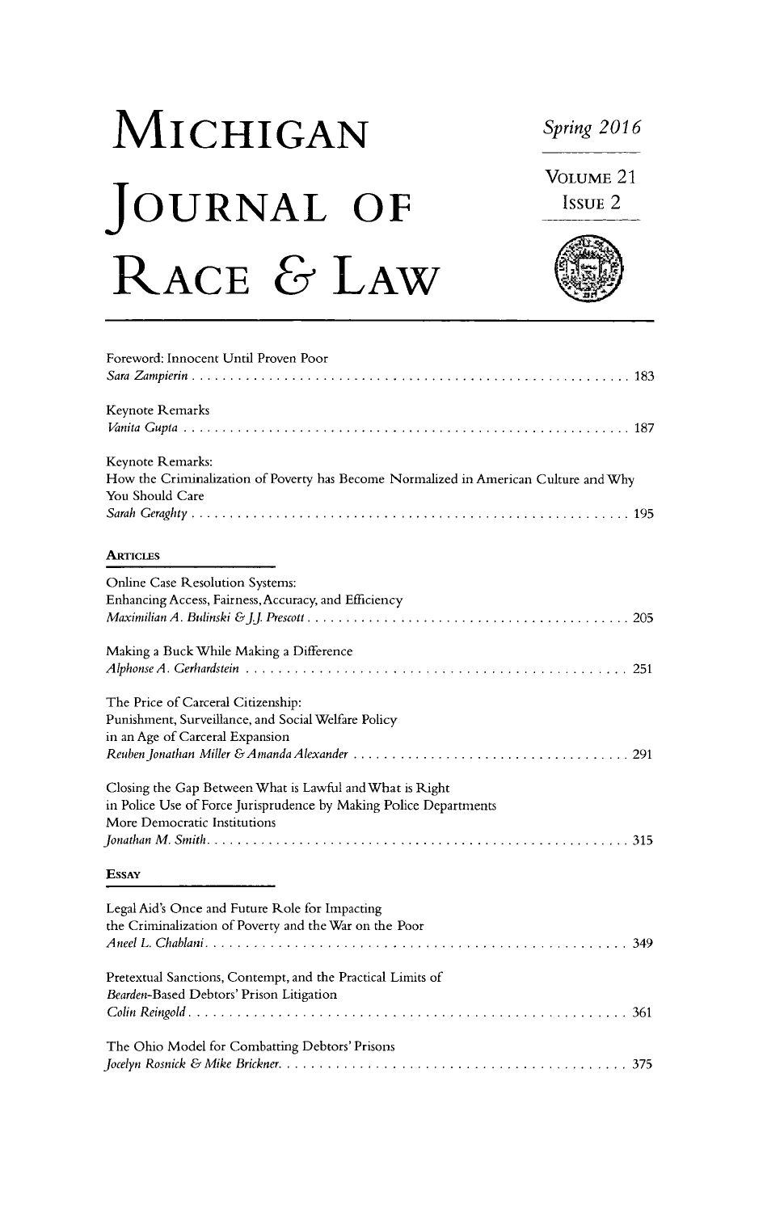# MICHIGAN JOURNAL OF RACE & LAW

Spring 2016

VOLUME 21

ISSUE 2

Foreword: Innocent Until Proven Poor
*Sara Zampierin* . . . . . . . . . . . . . . . . . . . . . . . . . . . . . . . . . . . . . . . . . . . . . . . . . . . . . . . . 183

Keynote Remarks
*Vanita Gupta* . . . . . . . . . . . . . . . . . . . . . . . . . . . . . . . . . . . . . . . . . . . . . . . . . . . . . . . . . 187

Keynote Remarks:
How the Criminalization of Poverty has Become Normalized in American Culture and Why You Should Care
*Sarah Geraghty* . . . . . . . . . . . . . . . . . . . . . . . . . . . . . . . . . . . . . . . . . . . . . . . . . . . . . . . . 195

## ARTICLES

Online Case Resolution Systems:
Enhancing Access, Fairness, Accuracy, and Efficiency
*Maximilian A. Bulinski & J.J. Prescott* . . . . . . . . . . . . . . . . . . . . . . . . . . . . . . . . . . . . . . . . . 205

Making a Buck While Making a Difference
*Alphonse A. Gerhardstein* . . . . . . . . . . . . . . . . . . . . . . . . . . . . . . . . . . . . . . . . . . . . . . . 251

The Price of Carceral Citizenship:
Punishment, Surveillance, and Social Welfare Policy
in an Age of Carceral Expansion
*Reuben Jonathan Miller & Amanda Alexander* . . . . . . . . . . . . . . . . . . . . . . . . . . . . . . . . . . . 291

Closing the Gap Between What is Lawful and What is Right
in Police Use of Force Jurisprudence by Making Police Departments
More Democratic Institutions
*Jonathan M. Smith* . . . . . . . . . . . . . . . . . . . . . . . . . . . . . . . . . . . . . . . . . . . . . . . . . . . . . . 315

## ESSAY

Legal Aid's Once and Future Role for Impacting
the Criminalization of Poverty and the War on the Poor
*Aneel L. Chablani* . . . . . . . . . . . . . . . . . . . . . . . . . . . . . . . . . . . . . . . . . . . . . . . . . . . . . 349

Pretextual Sanctions, Contempt, and the Practical Limits of
*Bearden*-Based Debtors' Prison Litigation
*Colin Reingold* . . . . . . . . . . . . . . . . . . . . . . . . . . . . . . . . . . . . . . . . . . . . . . . . . . . . . . . . 361

The Ohio Model for Combatting Debtors' Prisons
*Jocelyn Rosnick & Mike Brickner* . . . . . . . . . . . . . . . . . . . . . . . . . . . . . . . . . . . . . . . . . . . 375